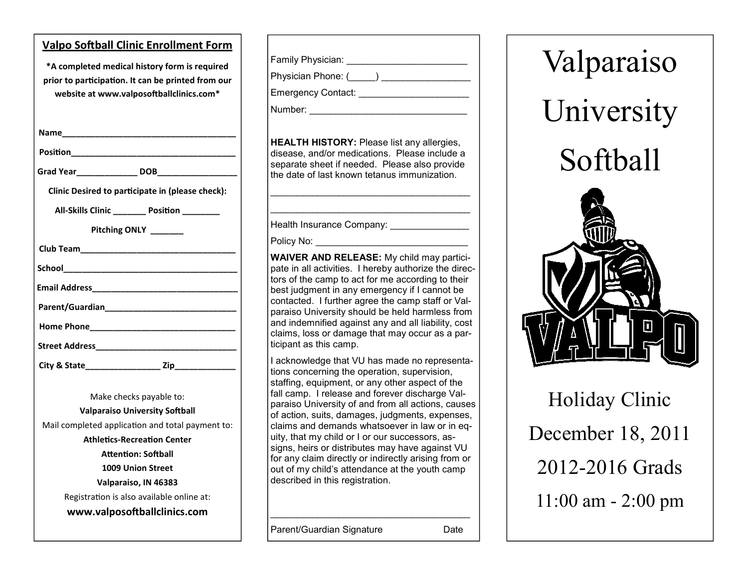## Valpo Softball Clinic Enrollment Form

**\*A completed medical history form is required prior to participation. It can be printed from our website at www.valposoftballclinics.com\***

**Name**____________________________________

**Position**__________________________________

**Grad Year**____________ **DOB**________________

**Clinic Desired to participate in (please check):**

**All-Skills Clinic** _______ **Position** ________

**Pitching ONLY** _______

**Club Team**_________________________________

**School**_____________________________________

**Email Address**_______________________________

**Parent/Guardian**_____________________________

**Home Phone**_________________________________

**Street Address**_______________________________

**City & State**________________ **Zip**____________

Make checks payable to:

**Valparaiso University Softball**

Mail completed application and total payment to:

**Athletics-Recreation Center**

**Attention: Softball**

**1009 Union Street**

**Valparaiso, IN 46383**

Registration is also available online at:

**www.valposoftballclinics.com**

---

Family Physician: ______________________

Physician Phone: (_____) ________________

Emergency Contact: _____________________

Number: ______________________________

**HEALTH HISTORY:** Please list any allergies, disease, and/or medications. Please include a separate sheet if needed. Please also provide the date of last known tetanus immunization.

______________________________________

______________________________________

Health Insurance Company: _______________

Policy No: _____________________________

**WAIVER AND RELEASE:** My child may participate in all activities. I hereby authorize the directors of the camp to act for me according to their best judgment in any emergency if I cannot be contacted. I further agree the camp staff or Valparaiso University should be held harmless from and indemnified against any and all liability, cost claims, loss or damage that may occur as a participant as this camp.

I acknowledge that VU has made no representations concerning the operation, supervision, staffing, equipment, or any other aspect of the fall camp. I release and forever discharge Valparaiso University of and from all actions, causes of action, suits, damages, judgments, expenses, claims and demands whatsoever in law or in equity, that my child or I or our successors, assigns, heirs or distributes may have against VU for any claim directly or indirectly arising from or out of my child's attendance at the youth camp described in this registration.

______________________________________

Parent/Guardian Signature Date

---

# Valparaiso University Softball

VALPO

## Holiday Clinic

December 18, 2011

2012-2016 Grads

11:00 am - 2:00 pm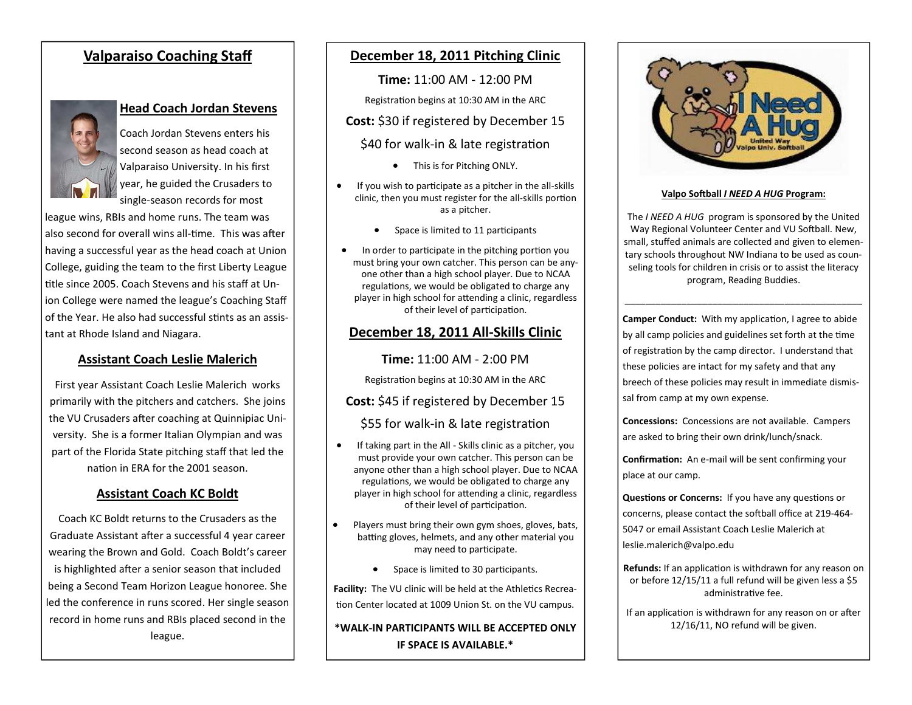## Valparaiso Coaching Staff

### Head Coach Jordan Stevens

Coach Jordan Stevens enters his second season as head coach at Valparaiso University. In his first year, he guided the Crusaders to single-season records for most league wins, RBIs and home runs. The team was also second for overall wins all-time. This was after having a successful year as the head coach at Union College, guiding the team to the first Liberty League title since 2005. Coach Stevens and his staff at Union College were named the league's Coaching Staff of the Year. He also had successful stints as an assistant at Rhode Island and Niagara.

### Assistant Coach Leslie Malerich

First year Assistant Coach Leslie Malerich works primarily with the pitchers and catchers. She joins the VU Crusaders after coaching at Quinnipiac University. She is a former Italian Olympian and was part of the Florida State pitching staff that led the nation in ERA for the 2001 season.

### Assistant Coach KC Boldt

Coach KC Boldt returns to the Crusaders as the Graduate Assistant after a successful 4 year career wearing the Brown and Gold. Coach Boldt's career is highlighted after a senior season that included being a Second Team Horizon League honoree. She led the conference in runs scored. Her single season record in home runs and RBIs placed second in the league.

## December 18, 2011 Pitching Clinic

**Time:** 11:00 AM - 12:00 PM

Registration begins at 10:30 AM in the ARC

**Cost:** $30 if registered by December 15

$40 for walk-in & late registration

- This is for Pitching ONLY.
- If you wish to participate as a pitcher in the all-skills clinic, then you must register for the all-skills portion as a pitcher.
- Space is limited to 11 participants
- In order to participate in the pitching portion you must bring your own catcher. This person can be anyone other than a high school player. Due to NCAA regulations, we would be obligated to charge any player in high school for attending a clinic, regardless of their level of participation.

## December 18, 2011 All-Skills Clinic

**Time:** 11:00 AM - 2:00 PM

Registration begins at 10:30 AM in the ARC

**Cost:** $45 if registered by December 15

$55 for walk-in & late registration

- If taking part in the All - Skills clinic as a pitcher, you must provide your own catcher. This person can be anyone other than a high school player. Due to NCAA regulations, we would be obligated to charge any player in high school for attending a clinic, regardless of their level of participation.
- Players must bring their own gym shoes, gloves, bats, batting gloves, helmets, and any other material you may need to participate.
- Space is limited to 30 participants.

**Facility:** The VU clinic will be held at the Athletics Recreation Center located at 1009 Union St. on the VU campus.

**\*WALK-IN PARTICIPANTS WILL BE ACCEPTED ONLY IF SPACE IS AVAILABLE.\***

**Valpo Softball *I NEED A HUG* Program:**

The *I NEED A HUG* program is sponsored by the United Way Regional Volunteer Center and VU Softball. New, small, stuffed animals are collected and given to elementary schools throughout NW Indiana to be used as counseling tools for children in crisis or to assist the literacy program, Reading Buddies.

---

**Camper Conduct:** With my application, I agree to abide by all camp policies and guidelines set forth at the time of registration by the camp director. I understand that these policies are intact for my safety and that any breech of these policies may result in immediate dismissal from camp at my own expense.

**Concessions:** Concessions are not available. Campers are asked to bring their own drink/lunch/snack.

**Confirmation:** An e-mail will be sent confirming your place at our camp.

**Questions or Concerns:** If you have any questions or concerns, please contact the softball office at 219-464-5047 or email Assistant Coach Leslie Malerich at leslie.malerich@valpo.edu

**Refunds:** If an application is withdrawn for any reason on or before 12/15/11 a full refund will be given less a $5 administrative fee.

If an application is withdrawn for any reason on or after 12/16/11, NO refund will be given.